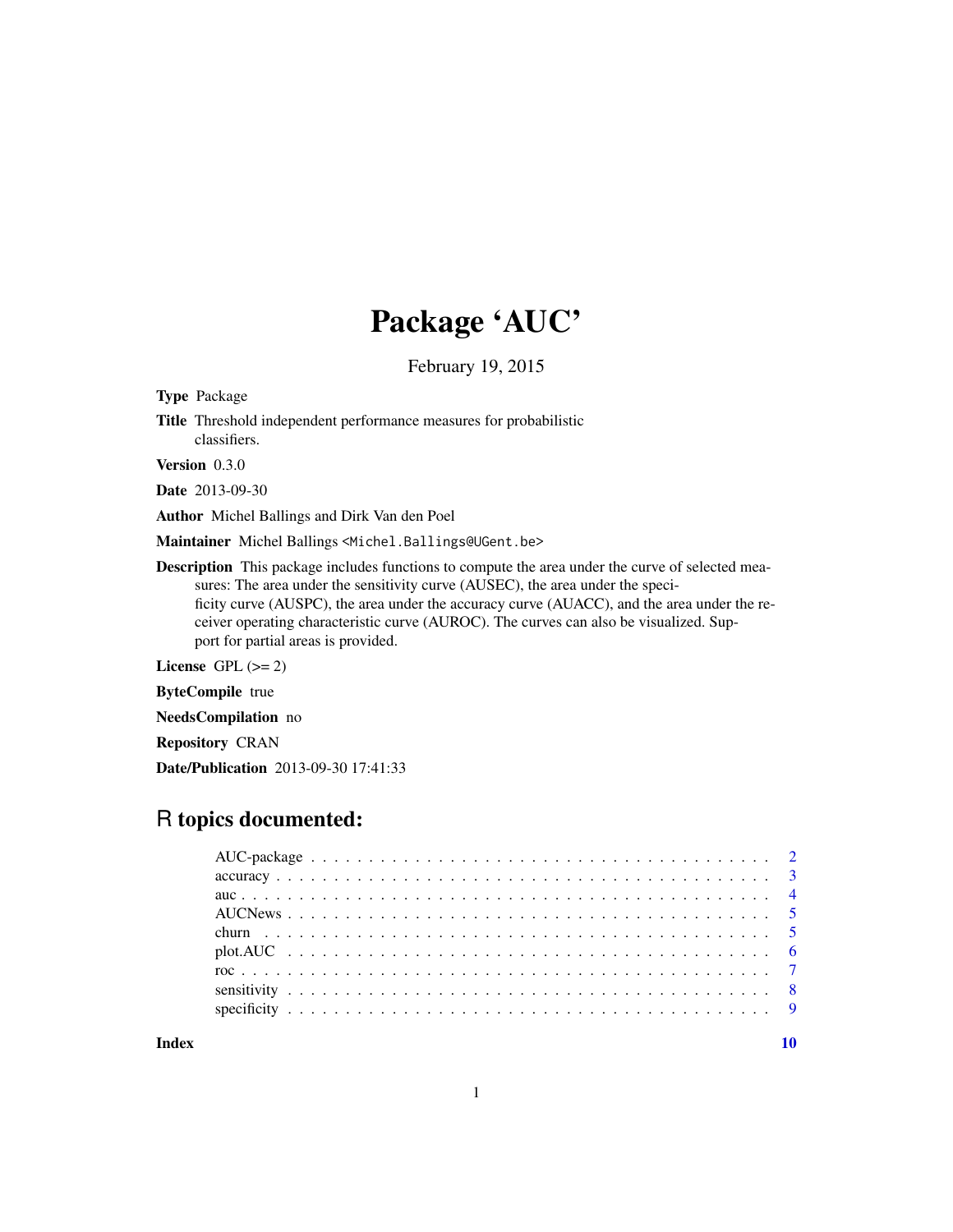# Package 'AUC'

February 19, 2015

**Type** Package

**Title** Threshold independent performance measures for probabilistic classifiers.

**Version** 0.3.0

**Date** 2013-09-30

**Author** Michel Ballings and Dirk Van den Poel

**Maintainer** Michel Ballings <Michel.Ballings@UGent.be>

**Description** This package includes functions to compute the area under the curve of selected measures: The area under the sensitivity curve (AUSEC), the area under the specificity curve (AUSPC), the area under the accuracy curve (AUACC), and the area under the receiver operating characteristic curve (AUROC). The curves can also be visualized. Support for partial areas is provided.

**License** GPL (>= 2)

**ByteCompile** true

**NeedsCompilation** no

**Repository** CRAN

**Date/Publication** 2013-09-30 17:41:33

## R topics documented:

| | |
|---|---|
| AUC-package | 2 |
| accuracy | 3 |
| auc | 4 |
| AUCNews | 5 |
| churn | 5 |
| plot.AUC | 6 |
| roc | 7 |
| sensitivity | 8 |
| specificity | 9 |
| **Index** | **10** |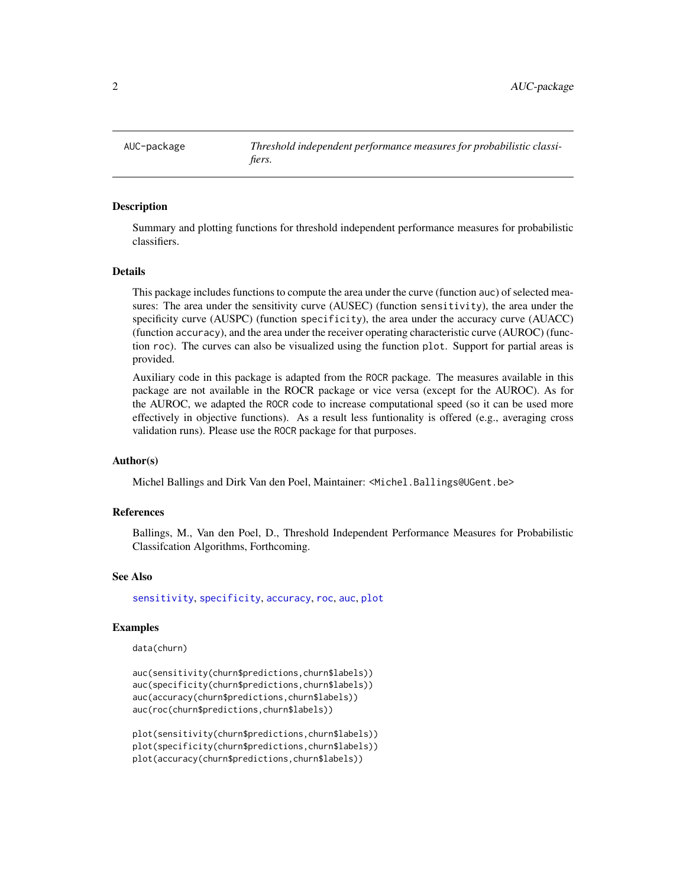AUC-package *Threshold independent performance measures for probabilistic classifiers.*

## Description

Summary and plotting functions for threshold independent performance measures for probabilistic classifiers.

## Details

This package includes functions to compute the area under the curve (function `auc`) of selected measures: The area under the sensitivity curve (AUSEC) (function `sensitivity`), the area under the specificity curve (AUSPC) (function `specificity`), the area under the accuracy curve (AUACC) (function `accuracy`), and the area under the receiver operating characteristic curve (AUROC) (function `roc`). The curves can also be visualized using the function `plot`. Support for partial areas is provided.

Auxiliary code in this package is adapted from the `ROCR` package. The measures available in this package are not available in the ROCR package or vice versa (except for the AUROC). As for the AUROC, we adapted the `ROCR` code to increase computational speed (so it can be used more effectively in objective functions). As a result less funtionality is offered (e.g., averaging cross validation runs). Please use the `ROCR` package for that purposes.

## Author(s)

Michel Ballings and Dirk Van den Poel, Maintainer: <Michel.Ballings@UGent.be>

## References

Ballings, M., Van den Poel, D., Threshold Independent Performance Measures for Probabilistic Classifcation Algorithms, Forthcoming.

## See Also

sensitivity, specificity, accuracy, roc, auc, plot

## Examples

```
data(churn)

auc(sensitivity(churn$predictions,churn$labels))
auc(specificity(churn$predictions,churn$labels))
auc(accuracy(churn$predictions,churn$labels))
auc(roc(churn$predictions,churn$labels))

plot(sensitivity(churn$predictions,churn$labels))
plot(specificity(churn$predictions,churn$labels))
plot(accuracy(churn$predictions,churn$labels))
```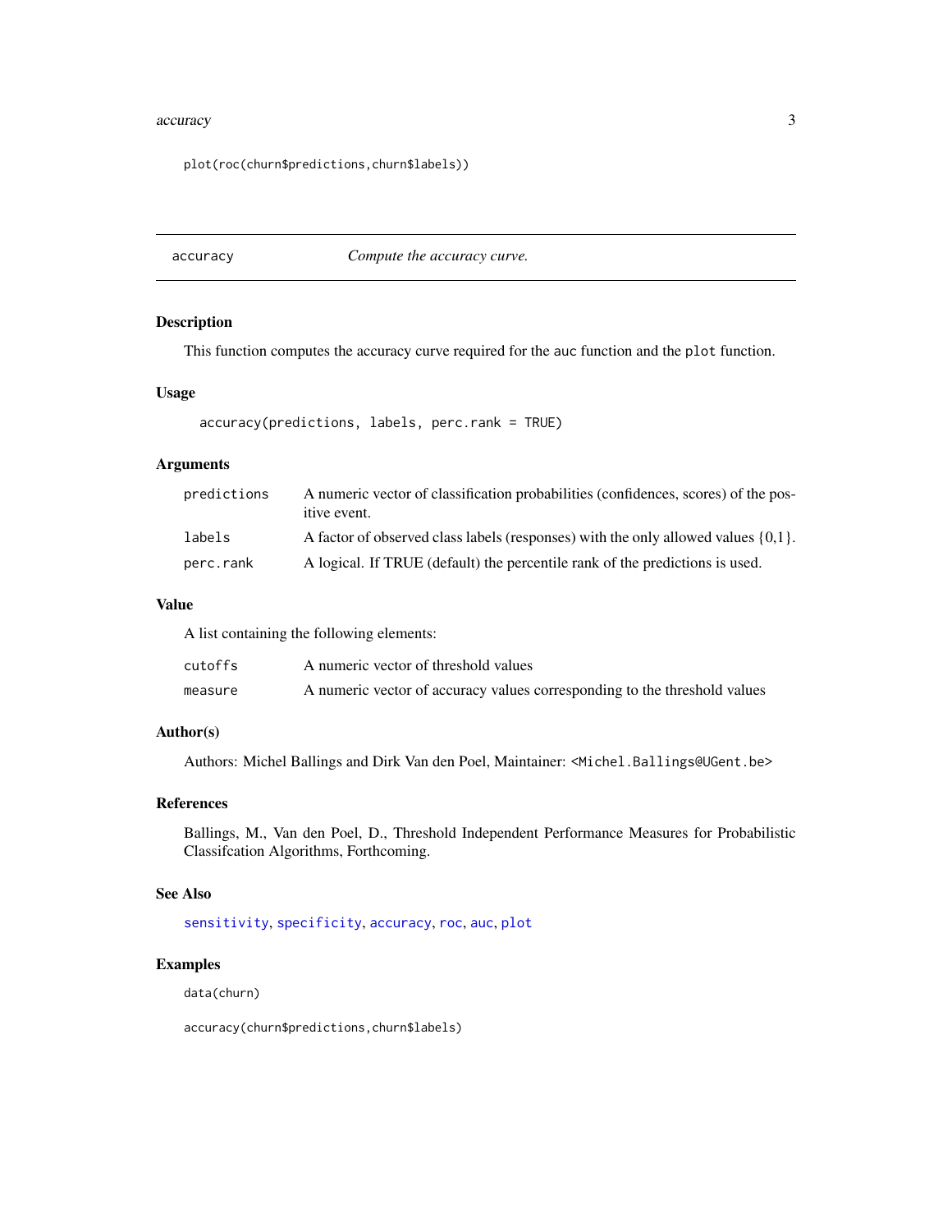```
plot(roc(churn$predictions,churn$labels))
```

---

## accuracy — *Compute the accuracy curve.*

---

### Description

This function computes the accuracy curve required for the `auc` function and the `plot` function.

### Usage

```
accuracy(predictions, labels, perc.rank = TRUE)
```

### Arguments

| | |
|---|---|
| `predictions` | A numeric vector of classification probabilities (confidences, scores) of the positive event. |
| `labels` | A factor of observed class labels (responses) with the only allowed values {0,1}. |
| `perc.rank` | A logical. If TRUE (default) the percentile rank of the predictions is used. |

### Value

A list containing the following elements:

| | |
|---|---|
| `cutoffs` | A numeric vector of threshold values |
| `measure` | A numeric vector of accuracy values corresponding to the threshold values |

### Author(s)

Authors: Michel Ballings and Dirk Van den Poel, Maintainer: `<Michel.Ballings@UGent.be>`

### References

Ballings, M., Van den Poel, D., Threshold Independent Performance Measures for Probabilistic Classifcation Algorithms, Forthcoming.

### See Also

`sensitivity`, `specificity`, `accuracy`, `roc`, `auc`, `plot`

### Examples

```
data(churn)

accuracy(churn$predictions,churn$labels)
```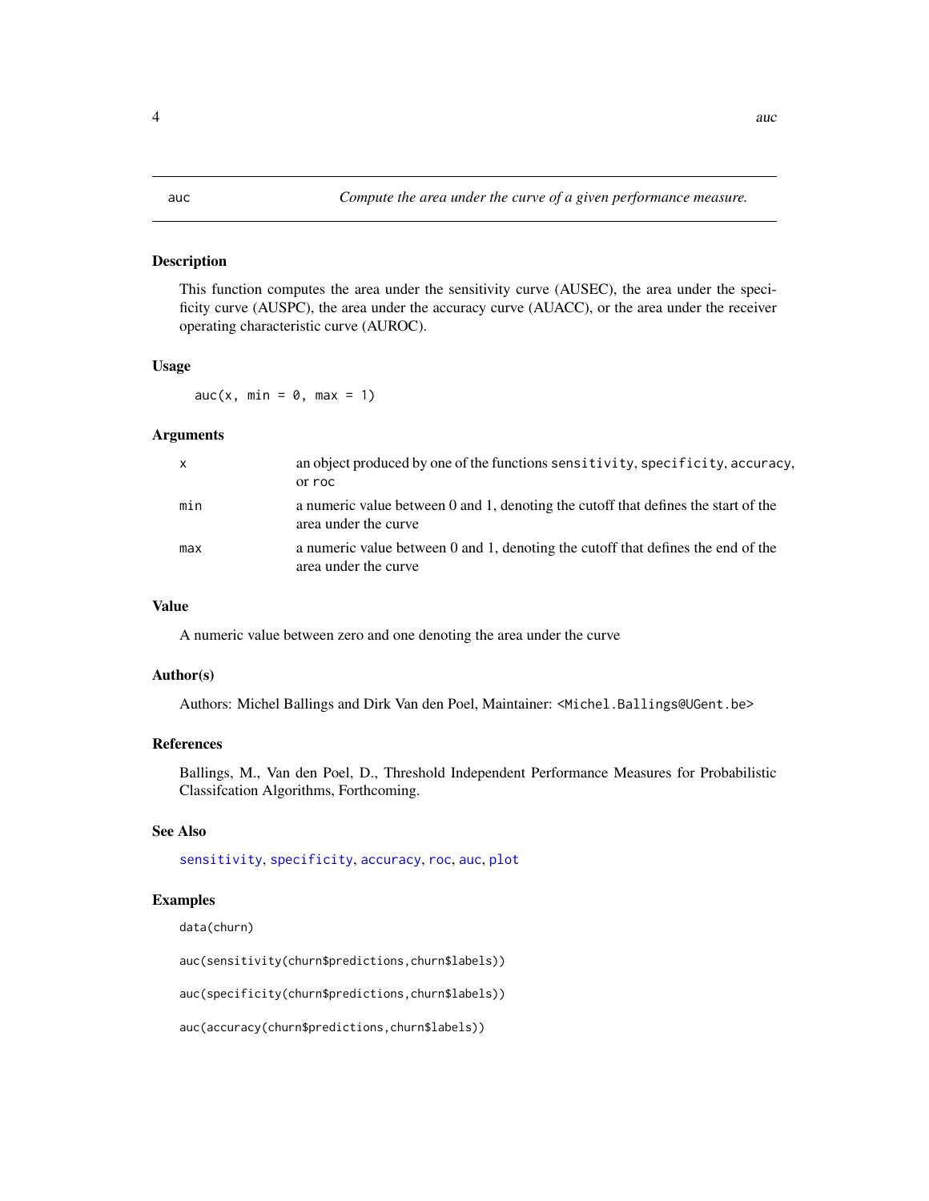auc — *Compute the area under the curve of a given performance measure.*

## Description

This function computes the area under the sensitivity curve (AUSEC), the area under the specificity curve (AUSPC), the area under the accuracy curve (AUACC), or the area under the receiver operating characteristic curve (AUROC).

## Usage

```
auc(x, min = 0, max = 1)
```

## Arguments

| | |
|---|---|
| `x` | an object produced by one of the functions `sensitivity`, `specificity`, `accuracy`, or `roc` |
| `min` | a numeric value between 0 and 1, denoting the cutoff that defines the start of the area under the curve |
| `max` | a numeric value between 0 and 1, denoting the cutoff that defines the end of the area under the curve |

## Value

A numeric value between zero and one denoting the area under the curve

## Author(s)

Authors: Michel Ballings and Dirk Van den Poel, Maintainer: <Michel.Ballings@UGent.be>

## References

Ballings, M., Van den Poel, D., Threshold Independent Performance Measures for Probabilistic Classifcation Algorithms, Forthcoming.

## See Also

`sensitivity`, `specificity`, `accuracy`, `roc`, `auc`, `plot`

## Examples

```
data(churn)

auc(sensitivity(churn$predictions,churn$labels))

auc(specificity(churn$predictions,churn$labels))

auc(accuracy(churn$predictions,churn$labels))
```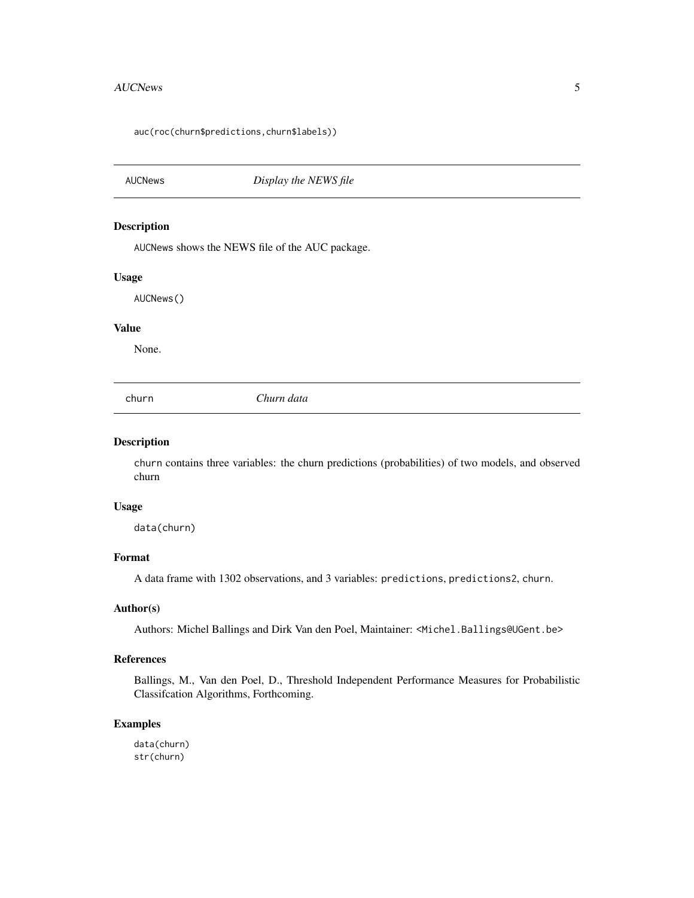```
auc(roc(churn$predictions,churn$labels))
```

## AUCNews *Display the NEWS file*

### Description

AUCNews shows the NEWS file of the AUC package.

### Usage

```
AUCNews()
```

### Value

None.

## churn *Churn data*

### Description

churn contains three variables: the churn predictions (probabilities) of two models, and observed churn

### Usage

```
data(churn)
```

### Format

A data frame with 1302 observations, and 3 variables: predictions, predictions2, churn.

### Author(s)

Authors: Michel Ballings and Dirk Van den Poel, Maintainer: <Michel.Ballings@UGent.be>

### References

Ballings, M., Van den Poel, D., Threshold Independent Performance Measures for Probabilistic Classifcation Algorithms, Forthcoming.

### Examples

```
data(churn)
str(churn)
```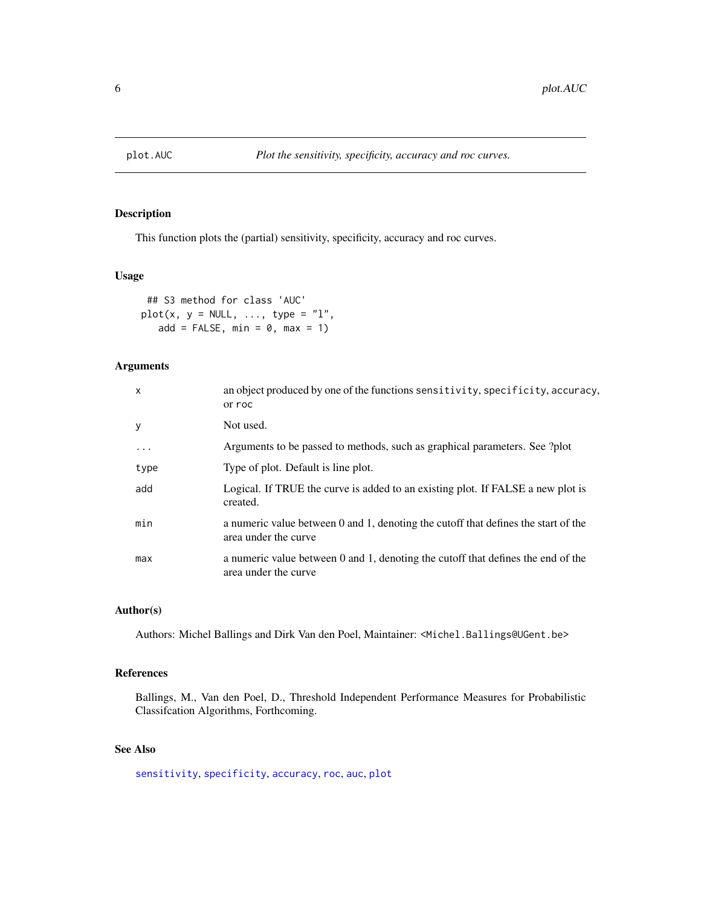plot.AUC *Plot the sensitivity, specificity, accuracy and roc curves.*

## Description

This function plots the (partial) sensitivity, specificity, accuracy and roc curves.

## Usage

```
 ## S3 method for class 'AUC'
plot(x, y = NULL, ..., type = "l",
   add = FALSE, min = 0, max = 1)
```

## Arguments

| | |
|---|---|
| x | an object produced by one of the functions sensitivity, specificity, accuracy, or roc |
| y | Not used. |
| ... | Arguments to be passed to methods, such as graphical parameters. See ?plot |
| type | Type of plot. Default is line plot. |
| add | Logical. If TRUE the curve is added to an existing plot. If FALSE a new plot is created. |
| min | a numeric value between 0 and 1, denoting the cutoff that defines the start of the area under the curve |
| max | a numeric value between 0 and 1, denoting the cutoff that defines the end of the area under the curve |

## Author(s)

Authors: Michel Ballings and Dirk Van den Poel, Maintainer: <Michel.Ballings@UGent.be>

## References

Ballings, M., Van den Poel, D., Threshold Independent Performance Measures for Probabilistic Classifcation Algorithms, Forthcoming.

## See Also

sensitivity, specificity, accuracy, roc, auc, plot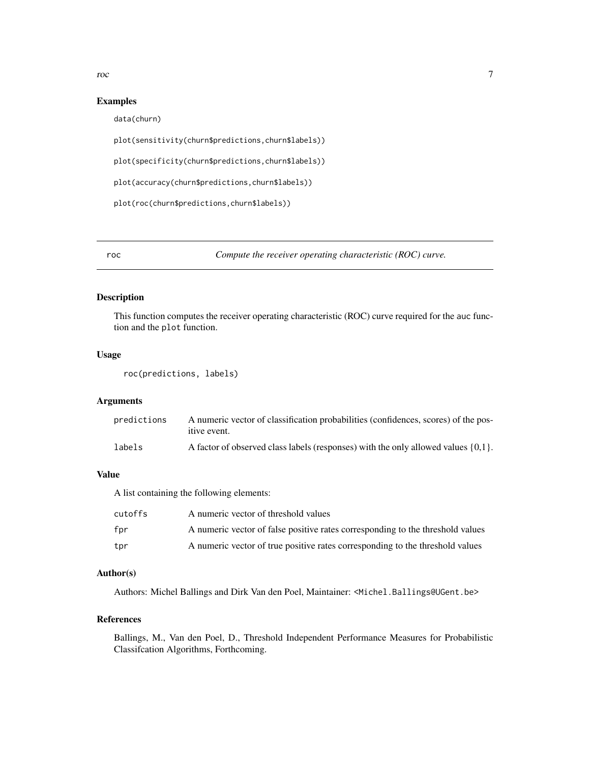## Examples

```
data(churn)

plot(sensitivity(churn$predictions,churn$labels))

plot(specificity(churn$predictions,churn$labels))

plot(accuracy(churn$predictions,churn$labels))

plot(roc(churn$predictions,churn$labels))
```

---

# roc — *Compute the receiver operating characteristic (ROC) curve.*

---

## Description

This function computes the receiver operating characteristic (ROC) curve required for the auc function and the plot function.

## Usage

```
roc(predictions, labels)
```

## Arguments

| | |
|---|---|
| predictions | A numeric vector of classification probabilities (confidences, scores) of the positive event. |
| labels | A factor of observed class labels (responses) with the only allowed values {0,1}. |

## Value

A list containing the following elements:

| | |
|---|---|
| cutoffs | A numeric vector of threshold values |
| fpr | A numeric vector of false positive rates corresponding to the threshold values |
| tpr | A numeric vector of true positive rates corresponding to the threshold values |

## Author(s)

Authors: Michel Ballings and Dirk Van den Poel, Maintainer: <Michel.Ballings@UGent.be>

## References

Ballings, M., Van den Poel, D., Threshold Independent Performance Measures for Probabilistic Classifcation Algorithms, Forthcoming.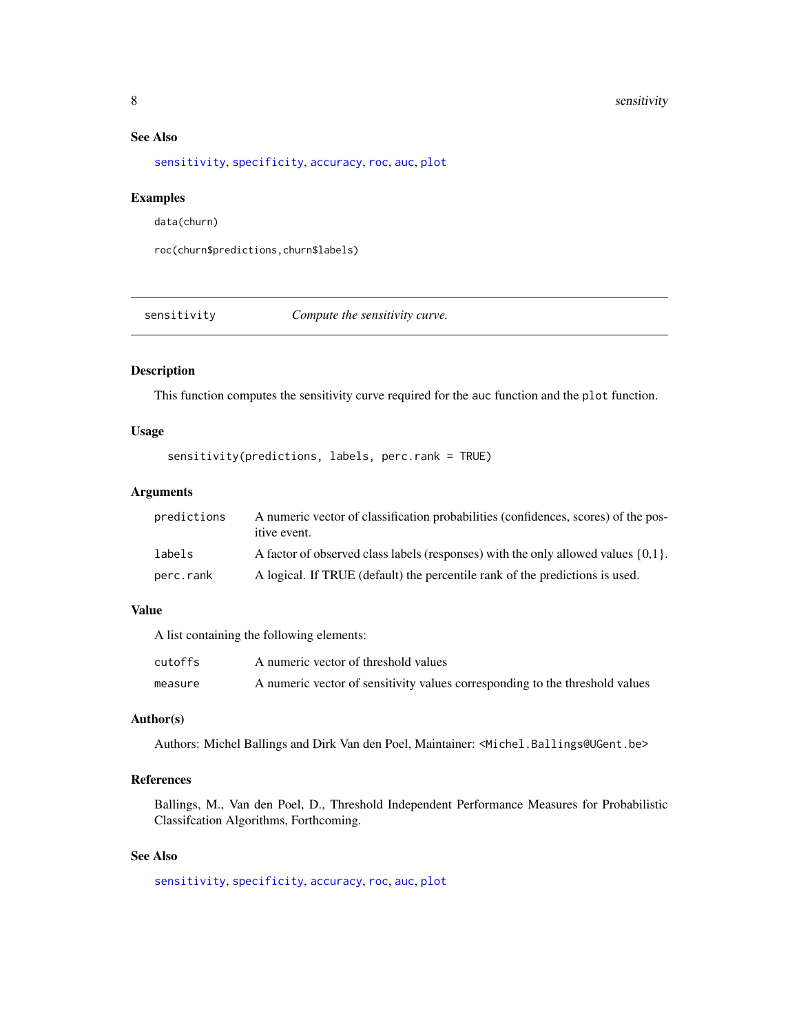### See Also

sensitivity, specificity, accuracy, roc, auc, plot

### Examples

```
data(churn)

roc(churn$predictions,churn$labels)
```

---

## sensitivity — *Compute the sensitivity curve.*

---

### Description

This function computes the sensitivity curve required for the auc function and the plot function.

### Usage

```
sensitivity(predictions, labels, perc.rank = TRUE)
```

### Arguments

| | |
|---|---|
| predictions | A numeric vector of classification probabilities (confidences, scores) of the positive event. |
| labels | A factor of observed class labels (responses) with the only allowed values {0,1}. |
| perc.rank | A logical. If TRUE (default) the percentile rank of the predictions is used. |

### Value

A list containing the following elements:

| | |
|---|---|
| cutoffs | A numeric vector of threshold values |
| measure | A numeric vector of sensitivity values corresponding to the threshold values |

### Author(s)

Authors: Michel Ballings and Dirk Van den Poel, Maintainer: <Michel.Ballings@UGent.be>

### References

Ballings, M., Van den Poel, D., Threshold Independent Performance Measures for Probabilistic Classifcation Algorithms, Forthcoming.

### See Also

sensitivity, specificity, accuracy, roc, auc, plot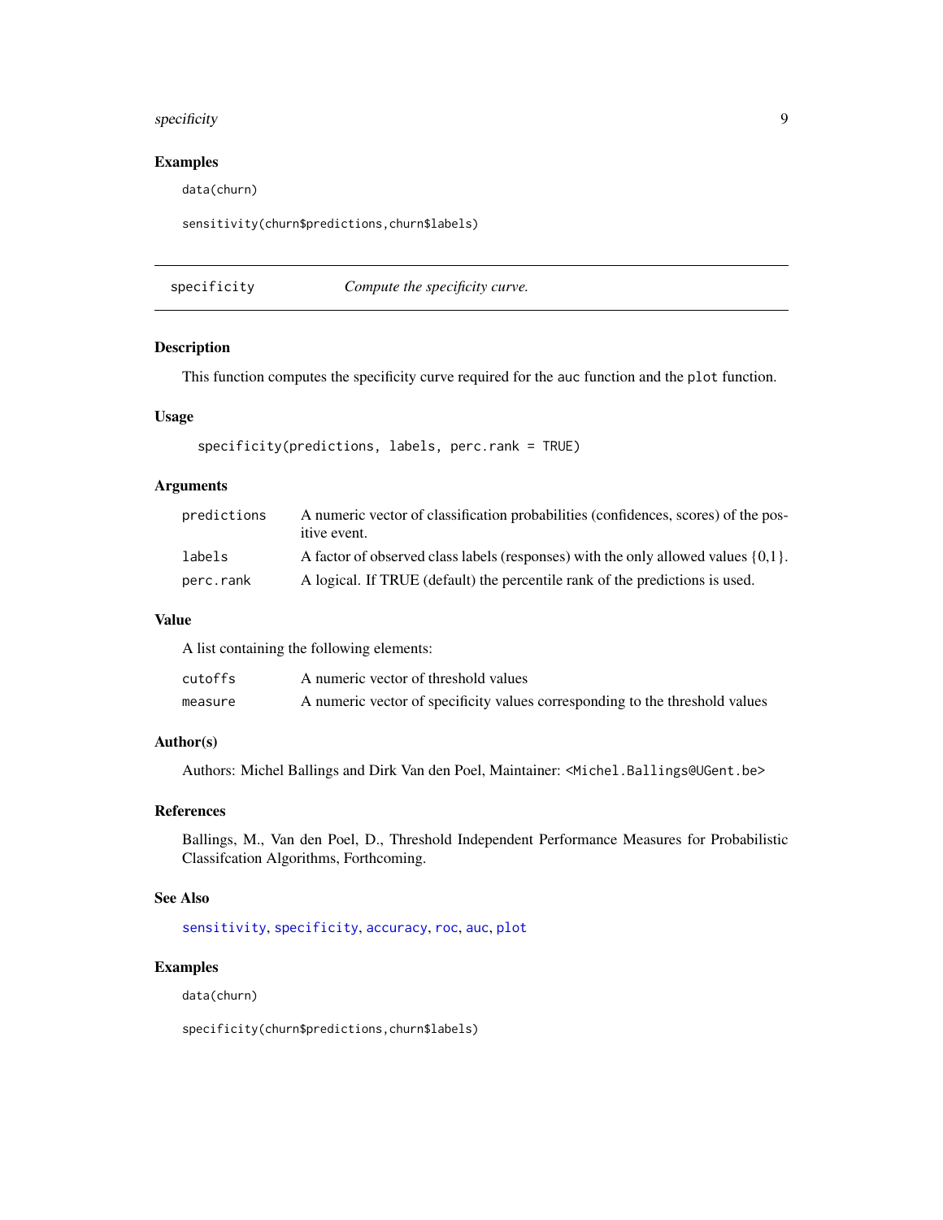## Examples

```
data(churn)

sensitivity(churn$predictions,churn$labels)
```

---

# specificity — *Compute the specificity curve.*

---

### Description

This function computes the specificity curve required for the auc function and the plot function.

### Usage

```
specificity(predictions, labels, perc.rank = TRUE)
```

### Arguments

| | |
|---|---|
| predictions | A numeric vector of classification probabilities (confidences, scores) of the positive event. |
| labels | A factor of observed class labels (responses) with the only allowed values {0,1}. |
| perc.rank | A logical. If TRUE (default) the percentile rank of the predictions is used. |

### Value

A list containing the following elements:

| | |
|---|---|
| cutoffs | A numeric vector of threshold values |
| measure | A numeric vector of specificity values corresponding to the threshold values |

### Author(s)

Authors: Michel Ballings and Dirk Van den Poel, Maintainer: <Michel.Ballings@UGent.be>

### References

Ballings, M., Van den Poel, D., Threshold Independent Performance Measures for Probabilistic Classifcation Algorithms, Forthcoming.

### See Also

sensitivity, specificity, accuracy, roc, auc, plot

### Examples

```
data(churn)

specificity(churn$predictions,churn$labels)
```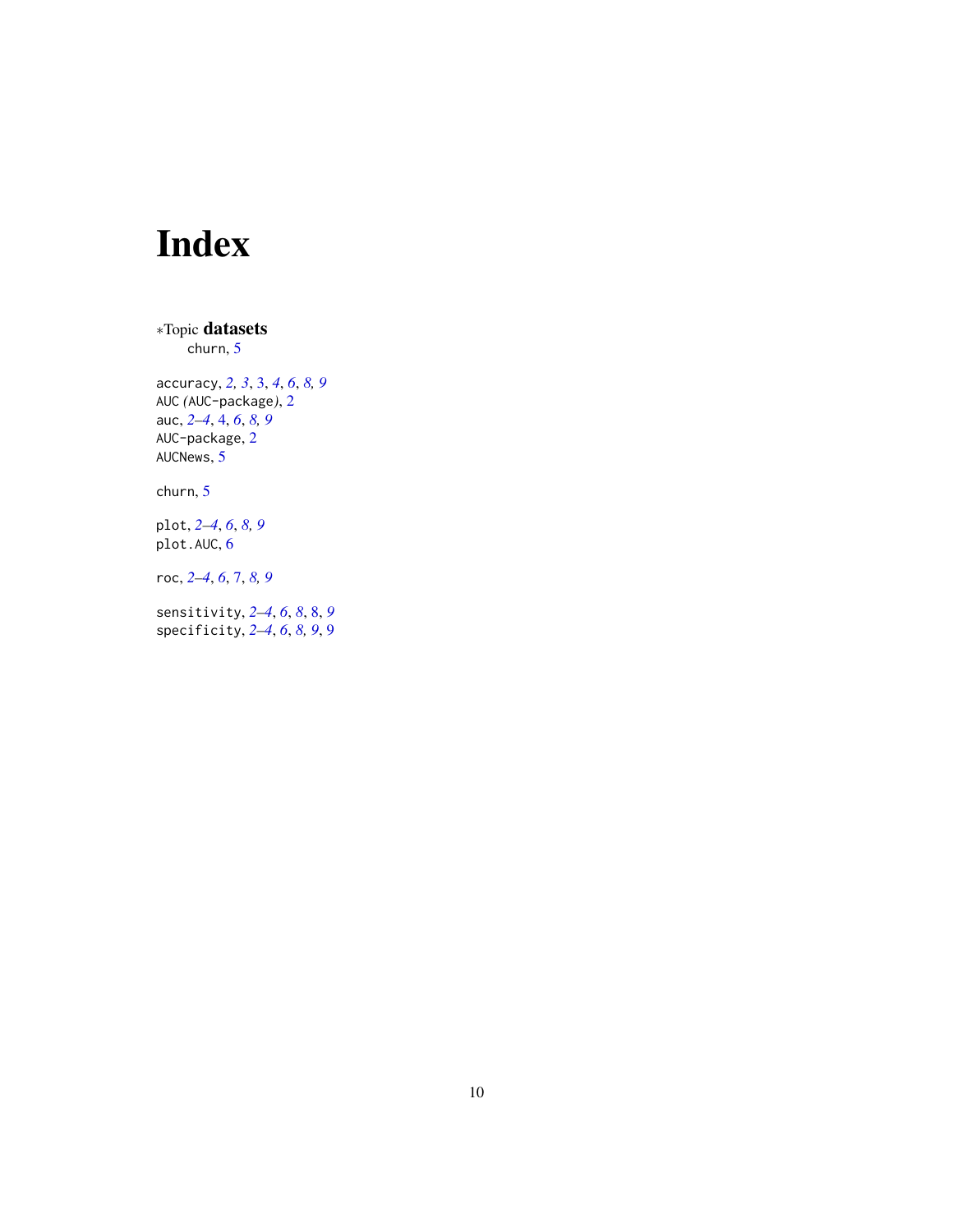# Index

*Topic **datasets**
  churn, 5

accuracy, *2, 3*, 3, *4*, *6*, *8, 9*
AUC *(*AUC-package*)*, 2
auc, *2–4*, 4, *6*, *8, 9*
AUC-package, 2
AUCNews, 5

churn, 5

plot, *2–4*, *6*, *8, 9*
plot.AUC, 6

roc, *2–4*, *6*, 7, *8, 9*

sensitivity, *2–4*, *6*, *8*, 8, *9*
specificity, *2–4*, *6*, *8, 9*, 9